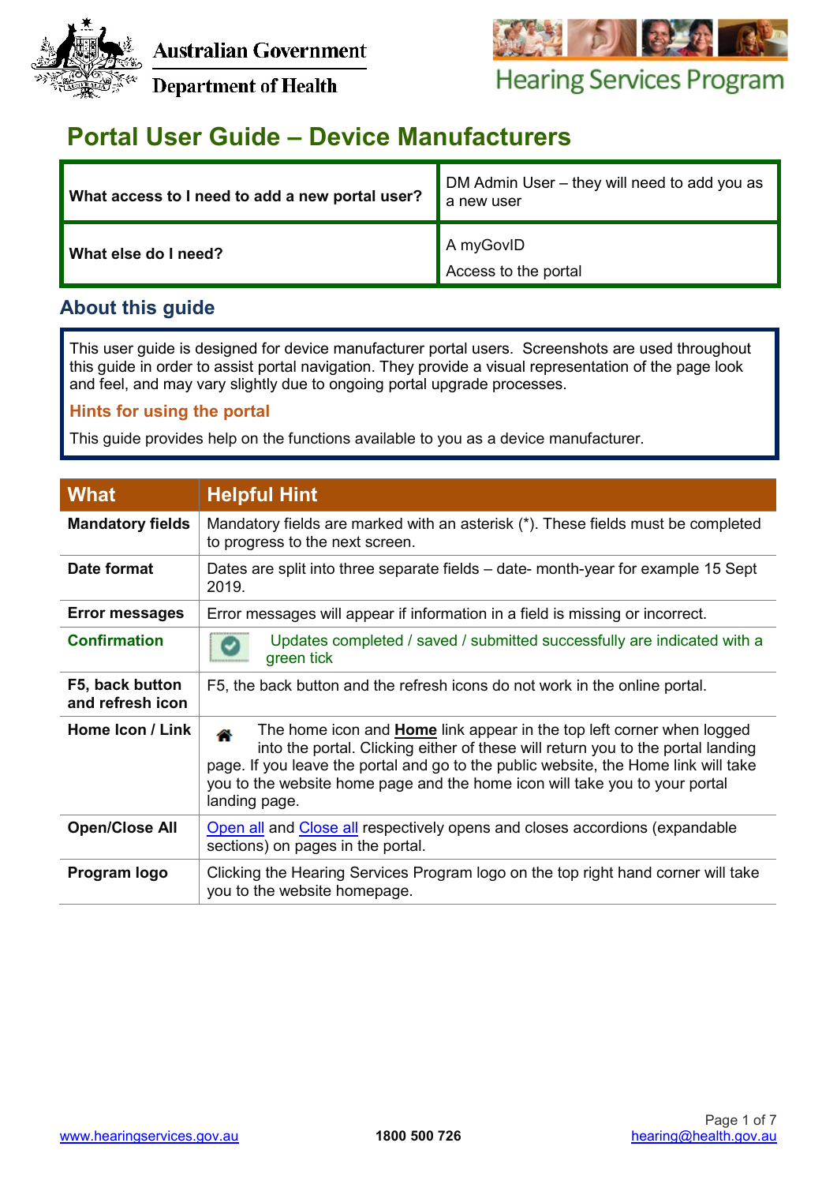Australian Government

Department of Health

Hearing Services Program

# Portal User Guide – Device Manufacturers

| | |
|---|---|
| **What access to I need to add a new portal user?** | DM Admin User – they will need to add you as a new user |
| **What else do I need?** | A myGovID<br>Access to the portal |

## About this guide

This user guide is designed for device manufacturer portal users. Screenshots are used throughout this guide in order to assist portal navigation. They provide a visual representation of the page look and feel, and may vary slightly due to ongoing portal upgrade processes.

### Hints for using the portal

This guide provides help on the functions available to you as a device manufacturer.

| What | Helpful Hint |
|---|---|
| **Mandatory fields** | Mandatory fields are marked with an asterisk (*). These fields must be completed to progress to the next screen. |
| **Date format** | Dates are split into three separate fields – date- month-year for example 15 Sept 2019. |
| **Error messages** | Error messages will appear if information in a field is missing or incorrect. |
| **Confirmation** | Updates completed / saved / submitted successfully are indicated with a green tick |
| **F5, back button and refresh icon** | F5, the back button and the refresh icons do not work in the online portal. |
| **Home Icon / Link** | The home icon and **Home** link appear in the top left corner when logged into the portal. Clicking either of these will return you to the portal landing page. If you leave the portal and go to the public website, the Home link will take you to the website home page and the home icon will take you to your portal landing page. |
| **Open/Close All** | Open all and Close all respectively opens and closes accordions (expandable sections) on pages in the portal. |
| **Program logo** | Clicking the Hearing Services Program logo on the top right hand corner will take you to the website homepage. |

www.hearingservices.gov.au | 1800 500 726 | hearing@health.gov.au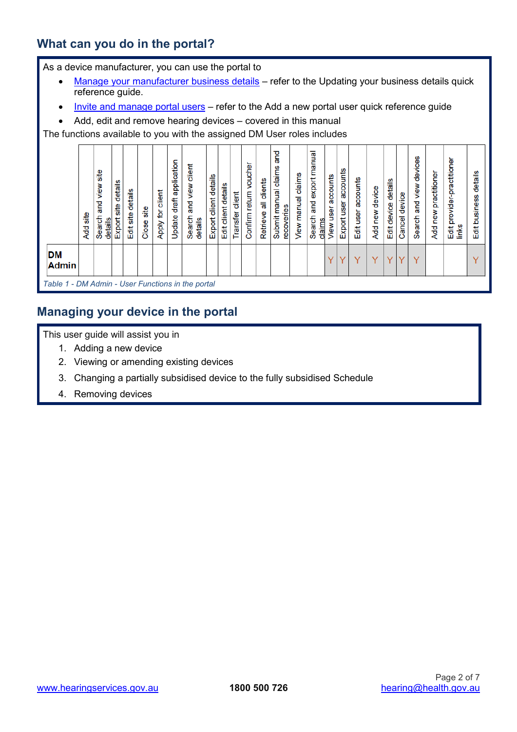## What can you do in the portal?

As a device manufacturer, you can use the portal to

- Manage your manufacturer business details – refer to the Updating your business details quick reference guide.
- Invite and manage portal users – refer to the Add a new portal user quick reference guide
- Add, edit and remove hearing devices – covered in this manual

The functions available to you with the assigned DM User roles includes

| | Add site | Search and view site details | Export site details | Edit site details | Close site | Apply for client | Update draft application | Search and view client details | Export client details | Edit client details | Transfer client | Confirm return voucher | Retrieve all clients | Submit manual claims and recoveries | View manual claims | Search and export manual claims | View user accounts | Export user accounts | Edit user accounts | Add new device | Edit device details | Cancel device | Search and view devices | Add new practitioner | Edit provider-practitioner links | Edit business details |
|---|---|---|---|---|---|---|---|---|---|---|---|---|---|---|---|---|---|---|---|---|---|---|---|---|---|---|
| **DM Admin** | | | | | | | | | | | | | | | | | Y | Y | Y | Y | Y | Y | Y | | | Y |

*Table 1 - DM Admin - User Functions in the portal*

## Managing your device in the portal

This user guide will assist you in

1. Adding a new device
2. Viewing or amending existing devices
3. Changing a partially subsidised device to the fully subsidised Schedule
4. Removing devices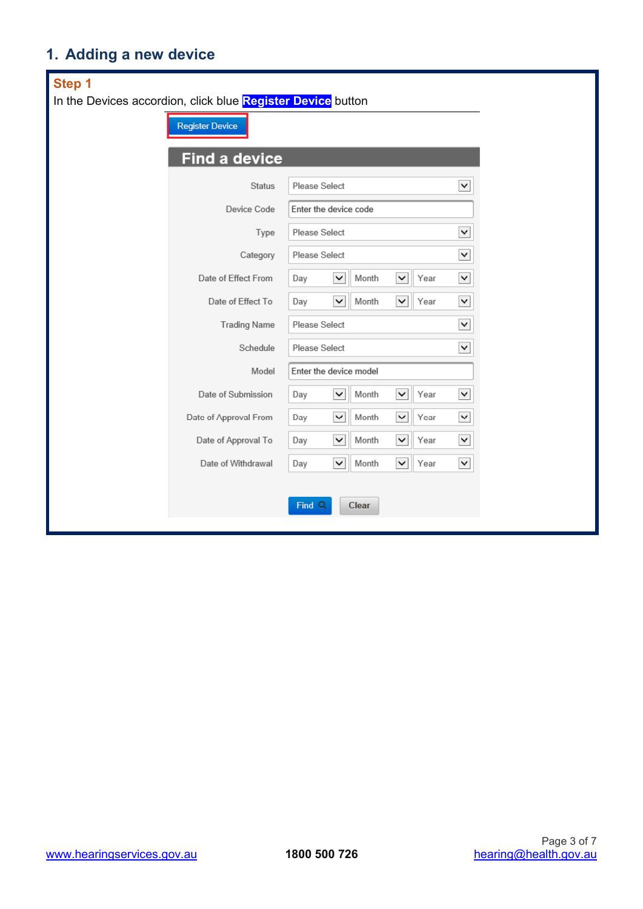## 1. Adding a new device

**Step 1**

In the Devices accordion, click blue **Register Device** button

Register Device

**Find a device**

| | |
|---|---|
| Status | Please Select |
| Device Code | Enter the device code |
| Type | Please Select |
| Category | Please Select |
| Date of Effect From | Day / Month / Year |
| Date of Effect To | Day / Month / Year |
| Trading Name | Please Select |
| Schedule | Please Select |
| Model | Enter the device model |
| Date of Submission | Day / Month / Year |
| Date of Approval From | Day / Month / Year |
| Date of Approval To | Day / Month / Year |
| Date of Withdrawal | Day / Month / Year |

Find | Clear

www.hearingservices.gov.au 1800 500 726 hearing@health.gov.au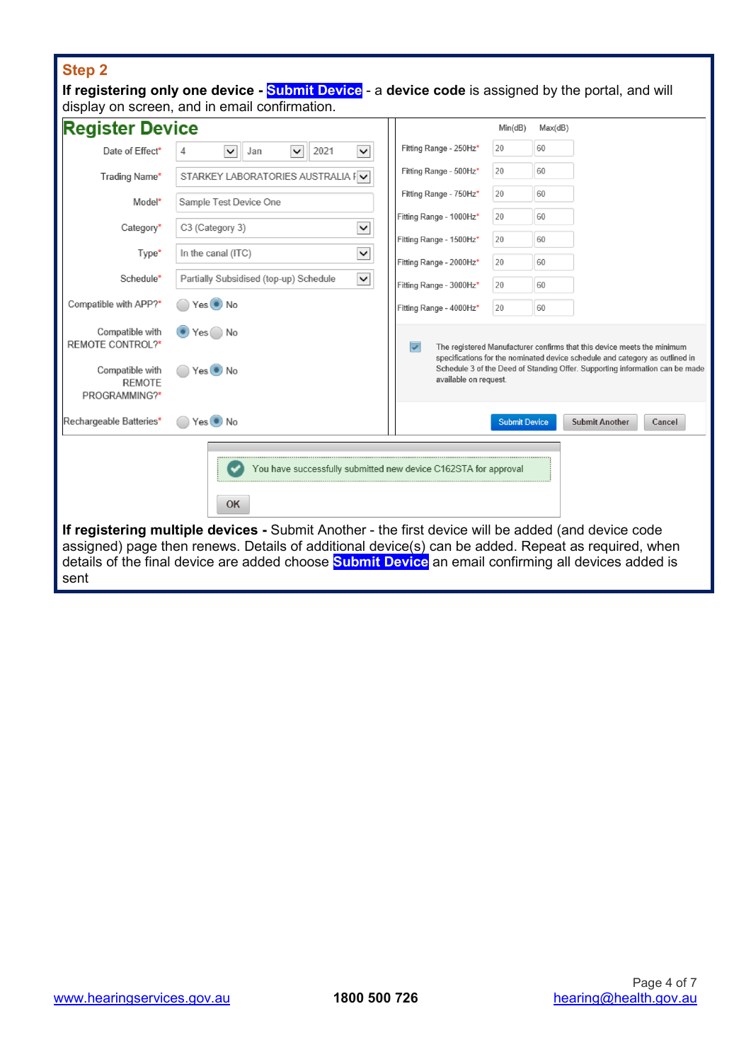## Step 2

**If registering only one device - Submit Device** - a **device code** is assigned by the portal, and will display on screen, and in email confirmation.

**Register Device**

| Field | Value |
|---|---|
| Date of Effect* | 4 Jan 2021 |
| Trading Name* | STARKEY LABORATORIES AUSTRALIA I |
| Model* | Sample Test Device One |
| Category* | C3 (Category 3) |
| Type* | In the canal (ITC) |
| Schedule* | Partially Subsidised (top-up) Schedule |
| Compatible with APP?* | Yes / No (No selected) |
| Compatible with REMOTE CONTROL?* | Yes / No (Yes selected) |
| Compatible with REMOTE PROGRAMMING?* | Yes / No (No selected) |
| Rechargeable Batteries* | Yes / No (No selected) |

| | Min(dB) | Max(dB) |
|---|---|---|
| Fitting Range - 250Hz* | 20 | 60 |
| Fitting Range - 500Hz* | 20 | 60 |
| Fitting Range - 750Hz* | 20 | 60 |
| Fitting Range - 1000Hz* | 20 | 60 |
| Fitting Range - 1500Hz* | 20 | 60 |
| Fitting Range - 2000Hz* | 20 | 60 |
| Fitting Range - 3000Hz* | 20 | 60 |
| Fitting Range - 4000Hz* | 20 | 60 |

☑ The registered Manufacturer confirms that this device meets the minimum specifications for the nominated device schedule and category as outlined in Schedule 3 of the Deed of Standing Offer. Supporting information can be made available on request.

Submit Device | Submit Another | Cancel

You have successfully submitted new device C162STA for approval

OK

**If registering multiple devices -** Submit Another - the first device will be added (and device code assigned) page then renews. Details of additional device(s) can be added. Repeat as required, when details of the final device are added choose **Submit Device** an email confirming all devices added is sent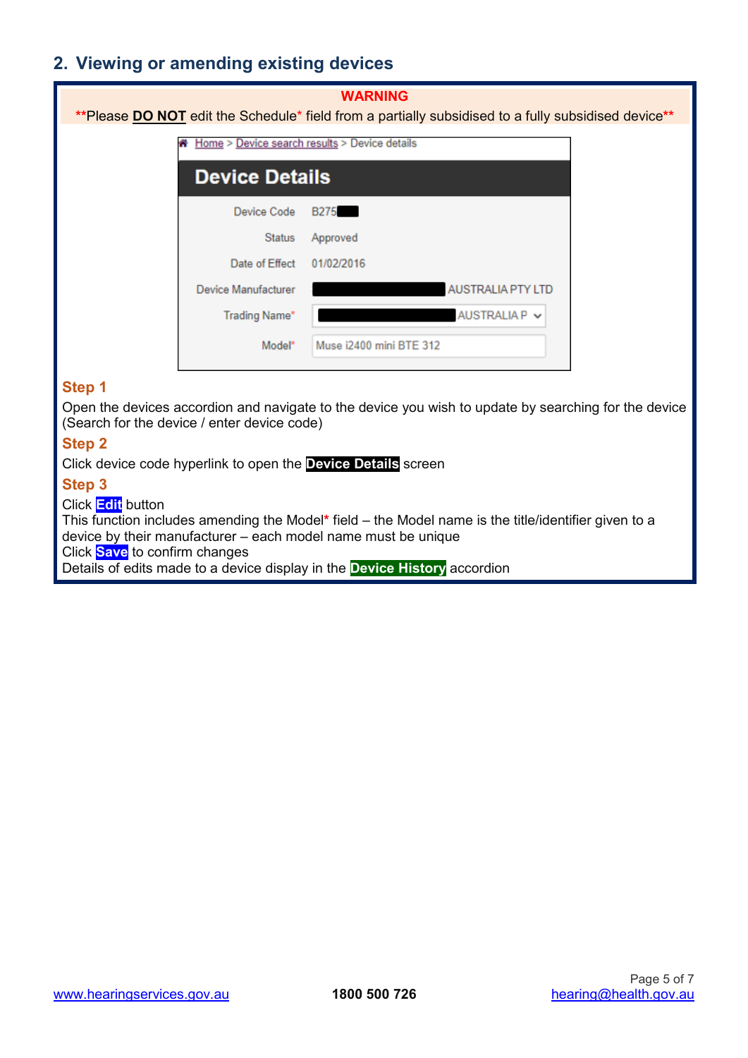## 2. Viewing or amending existing devices

**WARNING**

**Please **DO NOT** edit the Schedule* field from a partially subsidised to a fully subsidised device**

Home > Device search results > Device details

**Device Details**

| | |
|---|---|
| Device Code | B275 |
| Status | Approved |
| Date of Effect | 01/02/2016 |
| Device Manufacturer | AUSTRALIA PTY LTD |
| Trading Name* | AUSTRALIA P |
| Model* | Muse i2400 mini BTE 312 |

### Step 1

Open the devices accordion and navigate to the device you wish to update by searching for the device (Search for the device / enter device code)

### Step 2

Click device code hyperlink to open the **Device Details** screen

### Step 3

Click **Edit** button

This function includes amending the Model* field – the Model name is the title/identifier given to a device by their manufacturer – each model name must be unique

Click **Save** to confirm changes

Details of edits made to a device display in the **Device History** accordion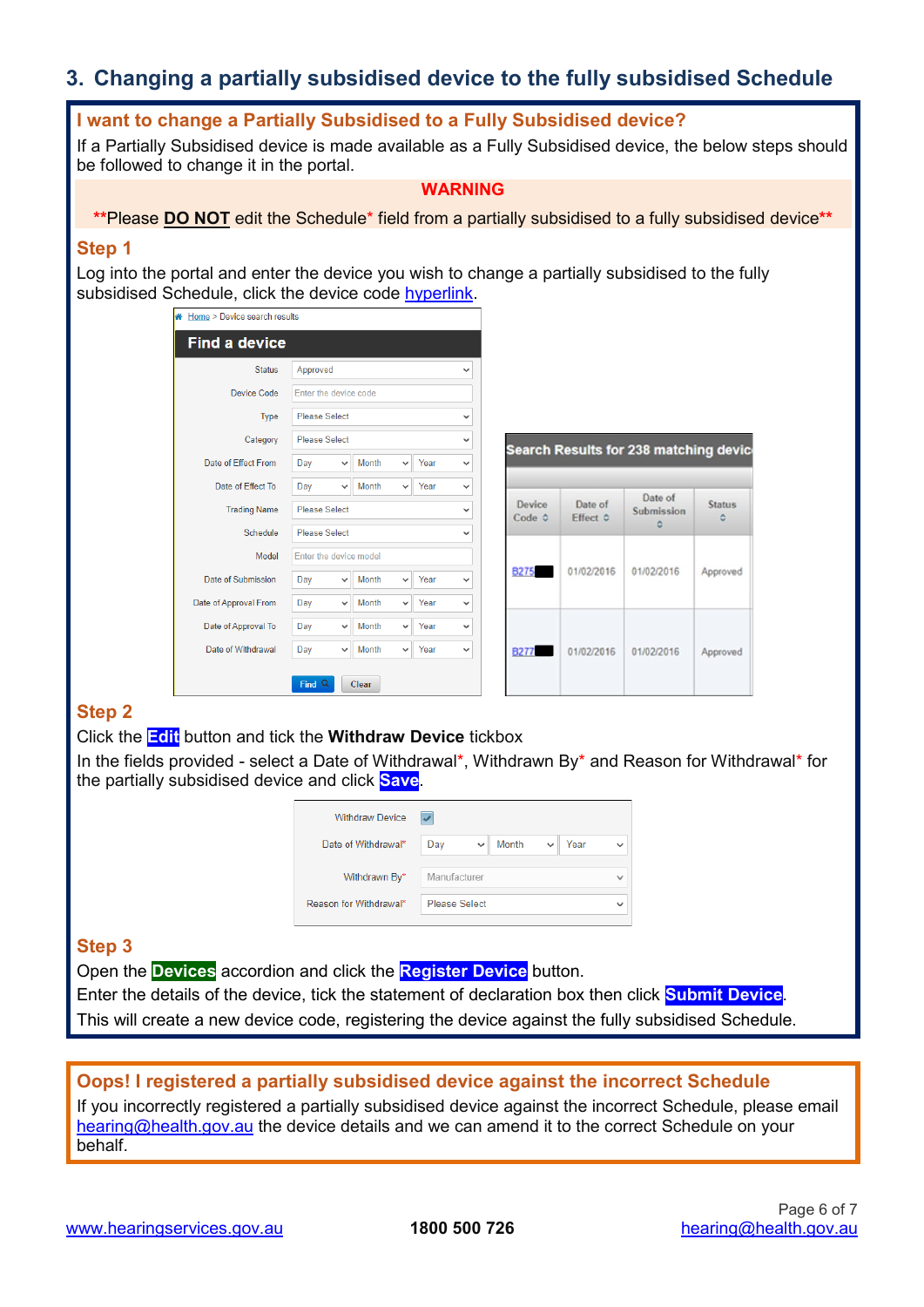## 3. Changing a partially subsidised device to the fully subsidised Schedule

### I want to change a Partially Subsidised to a Fully Subsidised device?

If a Partially Subsidised device is made available as a Fully Subsidised device, the below steps should be followed to change it in the portal.

**WARNING**

**Please **DO NOT** edit the Schedule* field from a partially subsidised to a fully subsidised device**

### Step 1

Log into the portal and enter the device you wish to change a partially subsidised to the fully subsidised Schedule, click the device code hyperlink.

### Step 2

Click the **Edit** button and tick the **Withdraw Device** tickbox

In the fields provided - select a Date of Withdrawal*, Withdrawn By* and Reason for Withdrawal* for the partially subsidised device and click **Save**.

### Step 3

Open the **Devices** accordion and click the **Register Device** button.

Enter the details of the device, tick the statement of declaration box then click **Submit Device**.

This will create a new device code, registering the device against the fully subsidised Schedule.

### Oops! I registered a partially subsidised device against the incorrect Schedule

If you incorrectly registered a partially subsidised device against the incorrect Schedule, please email hearing@health.gov.au the device details and we can amend it to the correct Schedule on your behalf.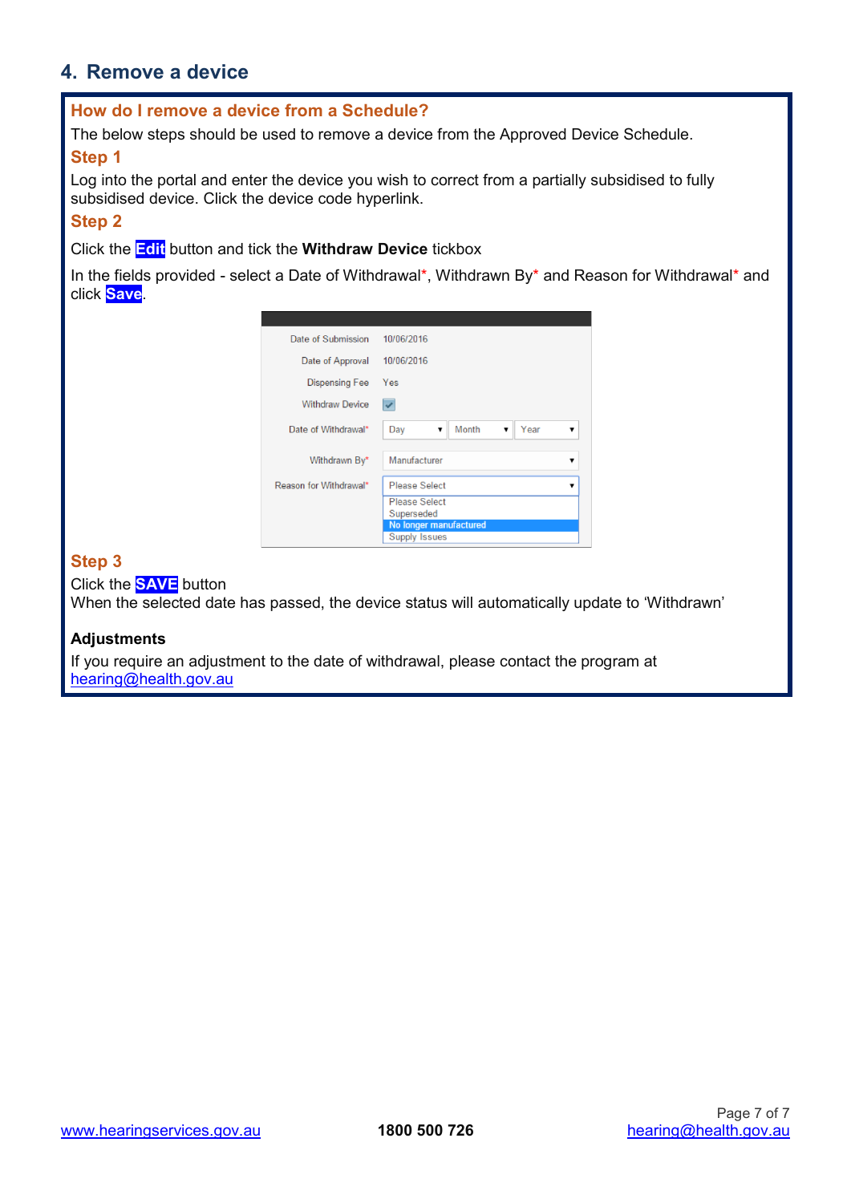## 4. Remove a device

### How do I remove a device from a Schedule?

The below steps should be used to remove a device from the Approved Device Schedule.

### Step 1

Log into the portal and enter the device you wish to correct from a partially subsidised to fully subsidised device. Click the device code hyperlink.

### Step 2

Click the **Edit** button and tick the **Withdraw Device** tickbox

In the fields provided - select a Date of Withdrawal*, Withdrawn By* and Reason for Withdrawal* and click **Save**.

Date of Submission 10/06/2016
Date of Approval 10/06/2016
Dispensing Fee Yes
Withdraw Device
Date of Withdrawal* Day Month Year
Withdrawn By* Manufacturer
Reason for Withdrawal* Please Select
Please Select
Superseded
No longer manufactured
Supply Issues

### Step 3

Click the **SAVE** button
When the selected date has passed, the device status will automatically update to 'Withdrawn'

**Adjustments**

If you require an adjustment to the date of withdrawal, please contact the program at hearing@health.gov.au

www.hearingservices.gov.au 1800 500 726 hearing@health.gov.au